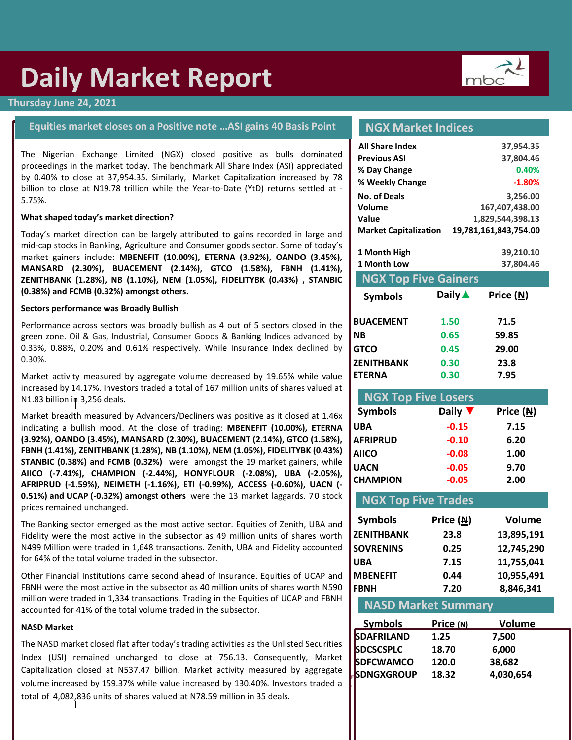# Daily Market Report

Thursday June 24, 2021

## Equities market closes on a Positive note ...ASI gains 40 Basis Point

The Nigerian Exchange Limited (NGX) closed positive as bulls dominated proceedings in the market today. The benchmark All Share Index (ASI) appreciated by 0.40% to close at 37,954.35. Similarly, Market Capitalization increased by 78 billion to close at N19.78 trillion while the Year-to-Date (YtD) returns settled at -5.75%.

**What shaped today's market direction?**

Today's market direction can be largely attributed to gains recorded in large and mid-cap stocks in Banking, Agriculture and Consumer goods sector. Some of today's market gainers include: **MBENEFIT (10.00%), ETERNA (3.92%), OANDO (3.45%), MANSARD (2.30%), BUACEMENT (2.14%), GTCO (1.58%), FBNH (1.41%), ZENITHBANK (1.28%), NB (1.10%), NEM (1.05%), FIDELITYBK (0.43%) , STANBIC (0.38%) and FCMB (0.32%) amongst others.**

**Sectors performance was Broadly Bullish**

Performance across sectors was broadly bullish as 4 out of 5 sectors closed in the green zone. Oil & Gas, Industrial, Consumer Goods & Banking Indices advanced by 0.33%, 0.88%, 0.20% and 0.61% respectively. While Insurance Index declined by 0.30%.

Market activity measured by aggregate volume decreased by 19.65% while value increased by 14.17%. Investors traded a total of 167 million units of shares valued at N1.83 billion in 3,256 deals.

Market breadth measured by Advancers/Decliners was positive as it closed at 1.46x indicating a bullish mood. At the close of trading: **MBENEFIT (10.00%), ETERNA (3.92%), OANDO (3.45%), MANSARD (2.30%), BUACEMENT (2.14%), GTCO (1.58%), FBNH (1.41%), ZENITHBANK (1.28%), NB (1.10%), NEM (1.05%), FIDELITYBK (0.43%) STANBIC (0.38%) and FCMB (0.32%)** were amongst the 19 market gainers, while **AIICO (-7.41%), CHAMPION (-2.44%), HONYFLOUR (-2.08%), UBA (-2.05%), AFRIPRUD (-1.59%), NEIMETH (-1.16%), ETI (-0.99%), ACCESS (-0.60%), UACN (-0.51%) and UCAP (-0.32%) amongst others** were the 13 market laggards. 70 stock prices remained unchanged.

The Banking sector emerged as the most active sector. Equities of Zenith, UBA and Fidelity were the most active in the subsector as 49 million units of shares worth N499 Million were traded in 1,648 transactions. Zenith, UBA and Fidelity accounted for 64% of the total volume traded in the subsector.

Other Financial Institutions came second ahead of Insurance. Equities of UCAP and FBNH were the most active in the subsector as 40 million units of shares worth N590 million were traded in 1,334 transactions. Trading in the Equities of UCAP and FBNH accounted for 41% of the total volume traded in the subsector.

**NASD Market**

The NASD market closed flat after today's trading activities as the Unlisted Securities Index (USI) remained unchanged to close at 756.13. Consequently, Market Capitalization closed at N537.47 billion. Market activity measured by aggregate volume increased by 159.37% while value increased by 130.40%. Investors traded a total of 4,082,836 units of shares valued at N78.59 million in 35 deals.

## NGX Market Indices

| | |
|---|---|
| All Share Index | 37,954.35 |
| Previous ASI | 37,804.46 |
| % Day Change | 0.40% |
| % Weekly Change | -1.80% |
| No. of Deals | 3,256.00 |
| Volume | 167,407,438.00 |
| Value | 1,829,544,398.13 |
| Market Capitalization | 19,781,161,843,754.00 |
| 1 Month High | 39,210.10 |
| 1 Month Low | 37,804.46 |

## NGX Top Five Gainers

| Symbols | Daily ▲ | Price (₦) |
|---|---|---|
| BUACEMENT | 1.50 | 71.5 |
| NB | 0.65 | 59.85 |
| GTCO | 0.45 | 29.00 |
| ZENITHBANK | 0.30 | 23.8 |
| ETERNA | 0.30 | 7.95 |

## NGX Top Five Losers

| Symbols | Daily ▼ | Price (₦) |
|---|---|---|
| UBA | -0.15 | 7.15 |
| AFRIPRUD | -0.10 | 6.20 |
| AIICO | -0.08 | 1.00 |
| UACN | -0.05 | 9.70 |
| CHAMPION | -0.05 | 2.00 |

## NGX Top Five Trades

| Symbols | Price (₦) | Volume |
|---|---|---|
| ZENITHBANK | 23.8 | 13,895,191 |
| SOVRENINS | 0.25 | 12,745,290 |
| UBA | 7.15 | 11,755,041 |
| MBENEFIT | 0.44 | 10,955,491 |
| FBNH | 7.20 | 8,846,341 |

## NASD Market Summary

| Symbols | Price (N) | Volume |
|---|---|---|
| SDAFRILAND | 1.25 | 7,500 |
| SDCSCSPLC | 18.70 | 6,000 |
| SDFCWAMCO | 120.0 | 38,682 |
| SDNGXGROUP | 18.32 | 4,030,654 |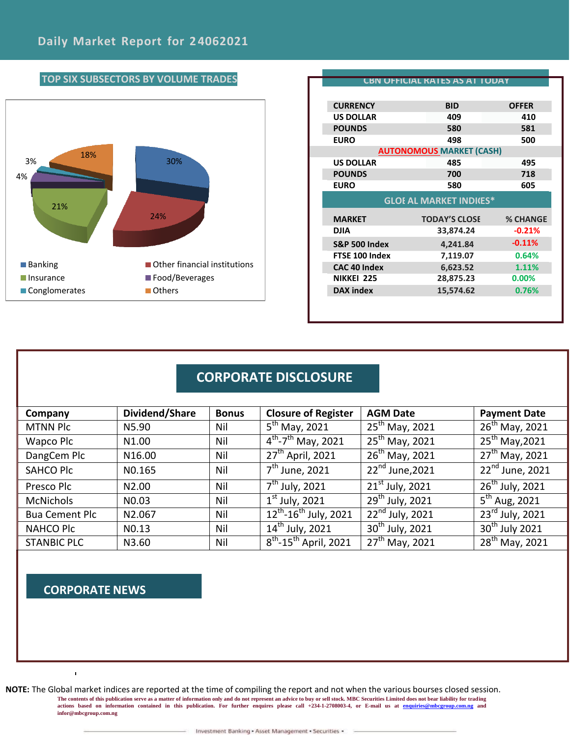# Daily Market Report for 24062021

## TOP SIX SUBSECTORS BY VOLUME TRADES

| Subsector | % |
|---|---|
| Banking | 30% |
| Other financial institutions | 24% |
| Insurance | 21% |
| Food/Beverages | 4% |
| Conglomerates | 3% |
| Others | 18% |

## CBN OFFICIAL RATES AS AT TODAY

| CURRENCY | BID | OFFER |
|---|---|---|
| US DOLLAR | 409 | 410 |
| POUNDS | 580 | 581 |
| EURO | 498 | 500 |
| **AUTONOMOUS MARKET (CASH)** | | |
| US DOLLAR | 485 | 495 |
| POUNDS | 700 | 718 |
| EURO | 580 | 605 |

## GLOBAL MARKET INDICES*

| MARKET | TODAY'S CLOSE | % CHANGE |
|---|---|---|
| DJIA | 33,874.24 | -0.21% |
| S&P 500 Index | 4,241.84 | -0.11% |
| FTSE 100 Index | 7,119.07 | 0.64% |
| CAC 40 Index | 6,623.52 | 1.11% |
| NIKKEI 225 | 28,875.23 | 0.00% |
| DAX index | 15,574.62 | 0.76% |

## CORPORATE DISCLOSURE

| Company | Dividend/Share | Bonus | Closure of Register | AGM Date | Payment Date |
|---|---|---|---|---|---|
| MTNN Plc | N5.90 | Nil | 5th May, 2021 | 25th May, 2021 | 26th May, 2021 |
| Wapco Plc | N1.00 | Nil | 4th-7th May, 2021 | 25th May, 2021 | 25th May,2021 |
| DangCem Plc | N16.00 | Nil | 27th April, 2021 | 26th May, 2021 | 27th May, 2021 |
| SAHCO Plc | N0.165 | Nil | 7th June, 2021 | 22nd June,2021 | 22nd June, 2021 |
| Presco Plc | N2.00 | Nil | 7th July, 2021 | 21st July, 2021 | 26th July, 2021 |
| McNichols | N0.03 | Nil | 1st July, 2021 | 29th July, 2021 | 5th Aug, 2021 |
| Bua Cement Plc | N2.067 | Nil | 12th-16th July, 2021 | 22nd July, 2021 | 23rd July, 2021 |
| NAHCO Plc | N0.13 | Nil | 14th July, 2021 | 30th July, 2021 | 30th July 2021 |
| STANBIC PLC | N3.60 | Nil | 8th-15th April, 2021 | 27th May, 2021 | 28th May, 2021 |

## CORPORATE NEWS

**NOTE:** The Global market indices are reported at the time of compiling the report and not when the various bourses closed session.

The contents of this publication serve as a matter of information only and do not represent an advice to buy or sell stock. MBC Securities Limited does not bear liability for trading actions based on information contained in this publication. For further enquires please call +234-1-2708003-4, or E-mail us at enquiries@mbcgroup.com.ng and infor@mbcgroup.com.ng

Investment Banking • Asset Management • Securities •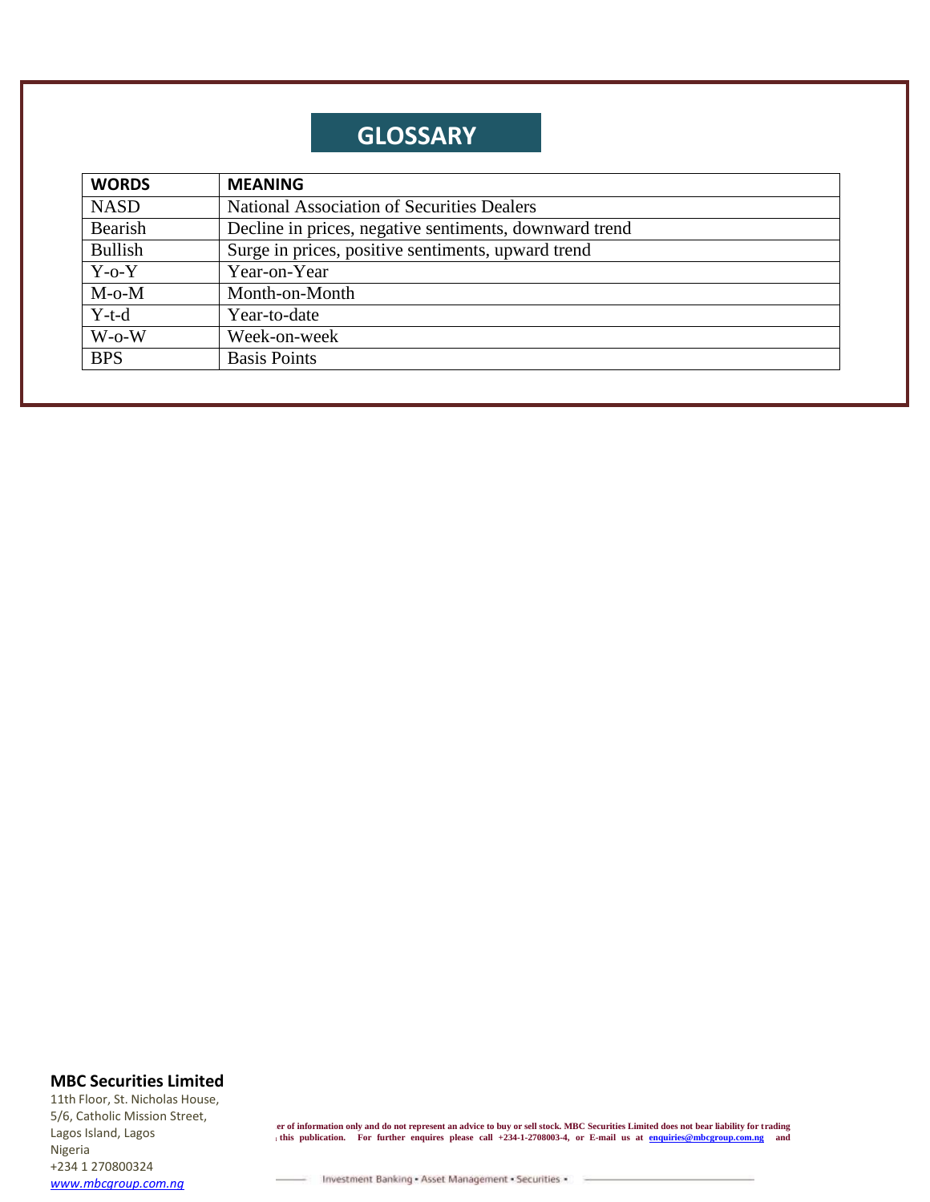# GLOSSARY

| WORDS | MEANING |
|---|---|
| NASD | National Association of Securities Dealers |
| Bearish | Decline in prices, negative sentiments, downward trend |
| Bullish | Surge in prices, positive sentiments, upward trend |
| Y-o-Y | Year-on-Year |
| M-o-M | Month-on-Month |
| Y-t-d | Year-to-date |
| W-o-W | Week-on-week |
| BPS | Basis Points |

**MBC Securities Limited**
11th Floor, St. Nicholas House,
5/6, Catholic Mission Street,
Lagos Island, Lagos
Nigeria
+234 1 270800324
*www.mbcgroup.com.ng*

er of information only and do not represent an advice to buy or sell stock. MBC Securities Limited does not bear liability for trading this publication. For further enquires please call +234-1-2708003-4, or E-mail us at enquiries@mbcgroup.com.ng and

Investment Banking • Asset Management • Securities •